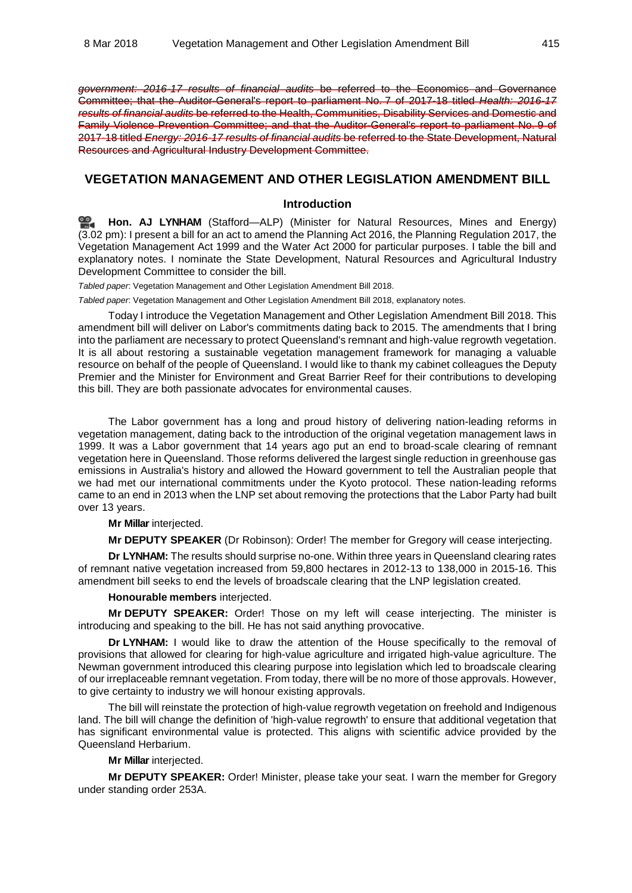~~*government: 2016-17 results of financial audits* be referred to the Economics and Governance Committee; that the Auditor-General's report to parliament No. 7 of 2017-18 titled *Health: 2016-17 results of financial audits* be referred to the Health, Communities, Disability Services and Domestic and Family Violence Prevention Committee; and that the Auditor-General's report to parliament No. 9 of 2017-18 titled *Energy: 2016-17 results of financial audits* be referred to the State Development, Natural Resources and Agricultural Industry Development Committee.~~

## VEGETATION MANAGEMENT AND OTHER LEGISLATION AMENDMENT BILL

### Introduction

**Hon. AJ LYNHAM** (Stafford—ALP) (Minister for Natural Resources, Mines and Energy) (3.02 pm): I present a bill for an act to amend the Planning Act 2016, the Planning Regulation 2017, the Vegetation Management Act 1999 and the Water Act 2000 for particular purposes. I table the bill and explanatory notes. I nominate the State Development, Natural Resources and Agricultural Industry Development Committee to consider the bill.

*Tabled paper*: Vegetation Management and Other Legislation Amendment Bill 2018.

*Tabled paper*: Vegetation Management and Other Legislation Amendment Bill 2018, explanatory notes.

Today I introduce the Vegetation Management and Other Legislation Amendment Bill 2018. This amendment bill will deliver on Labor's commitments dating back to 2015. The amendments that I bring into the parliament are necessary to protect Queensland's remnant and high-value regrowth vegetation. It is all about restoring a sustainable vegetation management framework for managing a valuable resource on behalf of the people of Queensland. I would like to thank my cabinet colleagues the Deputy Premier and the Minister for Environment and Great Barrier Reef for their contributions to developing this bill. They are both passionate advocates for environmental causes.

The Labor government has a long and proud history of delivering nation-leading reforms in vegetation management, dating back to the introduction of the original vegetation management laws in 1999. It was a Labor government that 14 years ago put an end to broad-scale clearing of remnant vegetation here in Queensland. Those reforms delivered the largest single reduction in greenhouse gas emissions in Australia's history and allowed the Howard government to tell the Australian people that we had met our international commitments under the Kyoto protocol. These nation-leading reforms came to an end in 2013 when the LNP set about removing the protections that the Labor Party had built over 13 years.

**Mr Millar** interjected.

**Mr DEPUTY SPEAKER** (Dr Robinson): Order! The member for Gregory will cease interjecting.

**Dr LYNHAM:** The results should surprise no-one. Within three years in Queensland clearing rates of remnant native vegetation increased from 59,800 hectares in 2012-13 to 138,000 in 2015-16. This amendment bill seeks to end the levels of broadscale clearing that the LNP legislation created.

**Honourable members** interjected.

**Mr DEPUTY SPEAKER:** Order! Those on my left will cease interjecting. The minister is introducing and speaking to the bill. He has not said anything provocative.

**Dr LYNHAM:** I would like to draw the attention of the House specifically to the removal of provisions that allowed for clearing for high-value agriculture and irrigated high-value agriculture. The Newman government introduced this clearing purpose into legislation which led to broadscale clearing of our irreplaceable remnant vegetation. From today, there will be no more of those approvals. However, to give certainty to industry we will honour existing approvals.

The bill will reinstate the protection of high-value regrowth vegetation on freehold and Indigenous land. The bill will change the definition of 'high-value regrowth' to ensure that additional vegetation that has significant environmental value is protected. This aligns with scientific advice provided by the Queensland Herbarium.

**Mr Millar** interjected.

**Mr DEPUTY SPEAKER:** Order! Minister, please take your seat. I warn the member for Gregory under standing order 253A.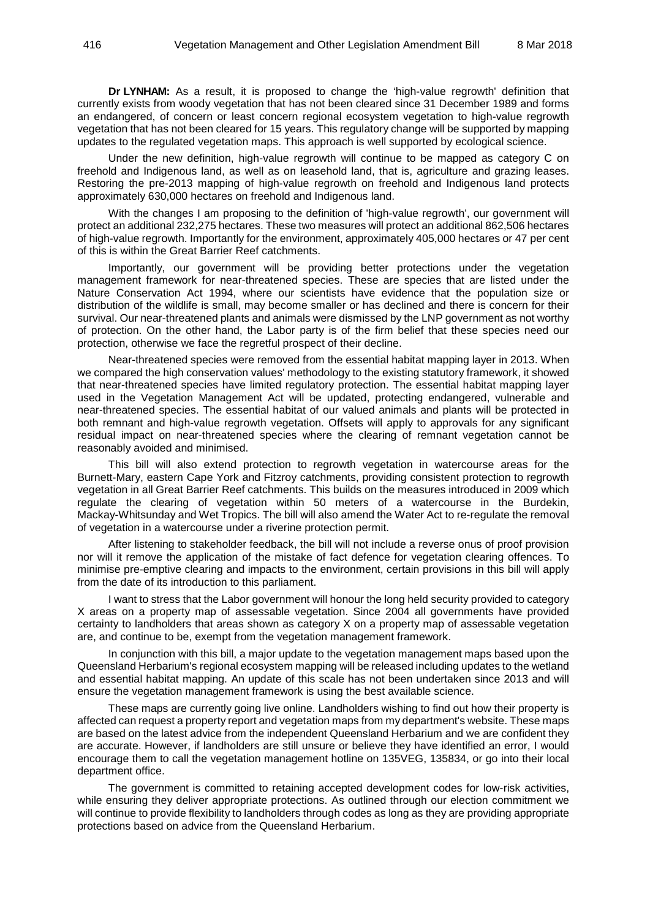**Dr LYNHAM:** As a result, it is proposed to change the 'high-value regrowth' definition that currently exists from woody vegetation that has not been cleared since 31 December 1989 and forms an endangered, of concern or least concern regional ecosystem vegetation to high-value regrowth vegetation that has not been cleared for 15 years. This regulatory change will be supported by mapping updates to the regulated vegetation maps. This approach is well supported by ecological science.

Under the new definition, high-value regrowth will continue to be mapped as category C on freehold and Indigenous land, as well as on leasehold land, that is, agriculture and grazing leases. Restoring the pre-2013 mapping of high-value regrowth on freehold and Indigenous land protects approximately 630,000 hectares on freehold and Indigenous land.

With the changes I am proposing to the definition of 'high-value regrowth', our government will protect an additional 232,275 hectares. These two measures will protect an additional 862,506 hectares of high-value regrowth. Importantly for the environment, approximately 405,000 hectares or 47 per cent of this is within the Great Barrier Reef catchments.

Importantly, our government will be providing better protections under the vegetation management framework for near-threatened species. These are species that are listed under the Nature Conservation Act 1994, where our scientists have evidence that the population size or distribution of the wildlife is small, may become smaller or has declined and there is concern for their survival. Our near-threatened plants and animals were dismissed by the LNP government as not worthy of protection. On the other hand, the Labor party is of the firm belief that these species need our protection, otherwise we face the regretful prospect of their decline.

Near-threatened species were removed from the essential habitat mapping layer in 2013. When we compared the high conservation values' methodology to the existing statutory framework, it showed that near-threatened species have limited regulatory protection. The essential habitat mapping layer used in the Vegetation Management Act will be updated, protecting endangered, vulnerable and near-threatened species. The essential habitat of our valued animals and plants will be protected in both remnant and high-value regrowth vegetation. Offsets will apply to approvals for any significant residual impact on near-threatened species where the clearing of remnant vegetation cannot be reasonably avoided and minimised.

This bill will also extend protection to regrowth vegetation in watercourse areas for the Burnett-Mary, eastern Cape York and Fitzroy catchments, providing consistent protection to regrowth vegetation in all Great Barrier Reef catchments. This builds on the measures introduced in 2009 which regulate the clearing of vegetation within 50 meters of a watercourse in the Burdekin, Mackay-Whitsunday and Wet Tropics. The bill will also amend the Water Act to re-regulate the removal of vegetation in a watercourse under a riverine protection permit.

After listening to stakeholder feedback, the bill will not include a reverse onus of proof provision nor will it remove the application of the mistake of fact defence for vegetation clearing offences. To minimise pre-emptive clearing and impacts to the environment, certain provisions in this bill will apply from the date of its introduction to this parliament.

I want to stress that the Labor government will honour the long held security provided to category X areas on a property map of assessable vegetation. Since 2004 all governments have provided certainty to landholders that areas shown as category X on a property map of assessable vegetation are, and continue to be, exempt from the vegetation management framework.

In conjunction with this bill, a major update to the vegetation management maps based upon the Queensland Herbarium's regional ecosystem mapping will be released including updates to the wetland and essential habitat mapping. An update of this scale has not been undertaken since 2013 and will ensure the vegetation management framework is using the best available science.

These maps are currently going live online. Landholders wishing to find out how their property is affected can request a property report and vegetation maps from my department's website. These maps are based on the latest advice from the independent Queensland Herbarium and we are confident they are accurate. However, if landholders are still unsure or believe they have identified an error, I would encourage them to call the vegetation management hotline on 135VEG, 135834, or go into their local department office.

The government is committed to retaining accepted development codes for low-risk activities, while ensuring they deliver appropriate protections. As outlined through our election commitment we will continue to provide flexibility to landholders through codes as long as they are providing appropriate protections based on advice from the Queensland Herbarium.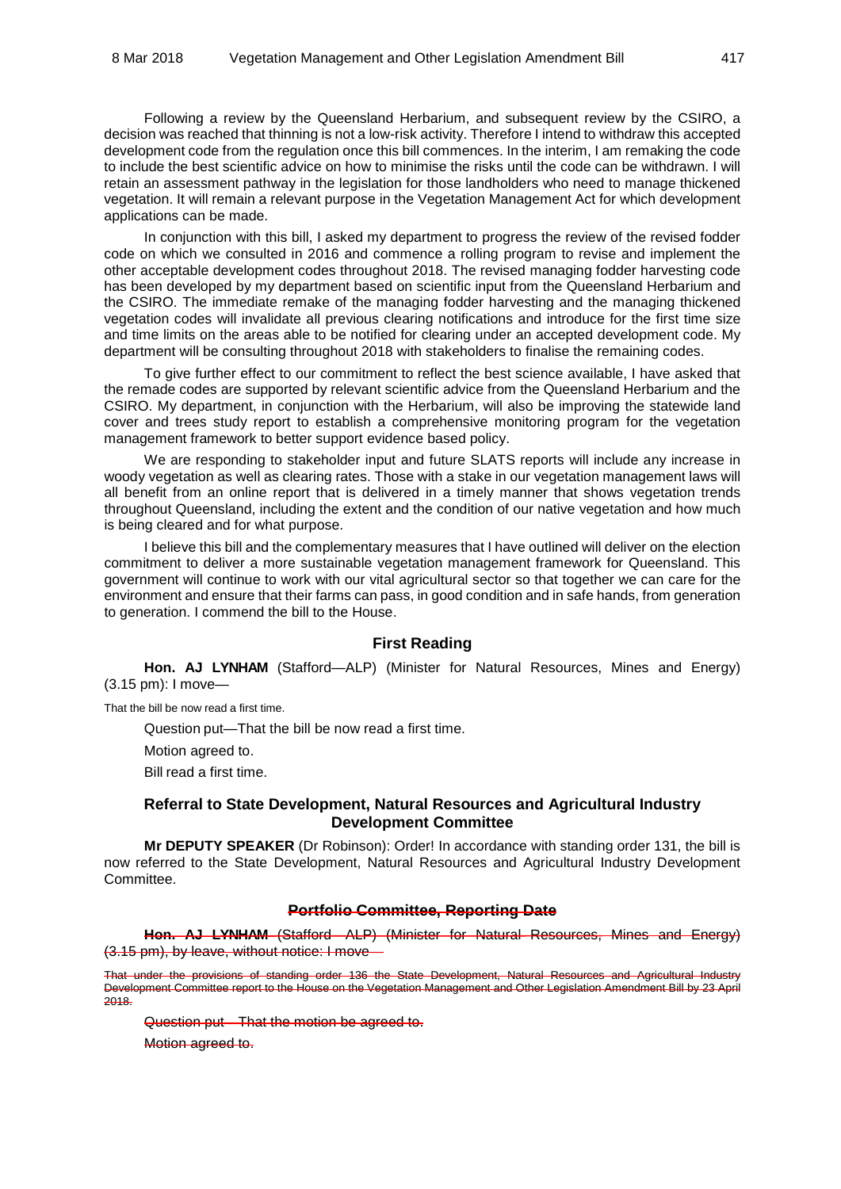Following a review by the Queensland Herbarium, and subsequent review by the CSIRO, a decision was reached that thinning is not a low-risk activity. Therefore I intend to withdraw this accepted development code from the regulation once this bill commences. In the interim, I am remaking the code to include the best scientific advice on how to minimise the risks until the code can be withdrawn. I will retain an assessment pathway in the legislation for those landholders who need to manage thickened vegetation. It will remain a relevant purpose in the Vegetation Management Act for which development applications can be made.

In conjunction with this bill, I asked my department to progress the review of the revised fodder code on which we consulted in 2016 and commence a rolling program to revise and implement the other acceptable development codes throughout 2018. The revised managing fodder harvesting code has been developed by my department based on scientific input from the Queensland Herbarium and the CSIRO. The immediate remake of the managing fodder harvesting and the managing thickened vegetation codes will invalidate all previous clearing notifications and introduce for the first time size and time limits on the areas able to be notified for clearing under an accepted development code. My department will be consulting throughout 2018 with stakeholders to finalise the remaining codes.

To give further effect to our commitment to reflect the best science available, I have asked that the remade codes are supported by relevant scientific advice from the Queensland Herbarium and the CSIRO. My department, in conjunction with the Herbarium, will also be improving the statewide land cover and trees study report to establish a comprehensive monitoring program for the vegetation management framework to better support evidence based policy.

We are responding to stakeholder input and future SLATS reports will include any increase in woody vegetation as well as clearing rates. Those with a stake in our vegetation management laws will all benefit from an online report that is delivered in a timely manner that shows vegetation trends throughout Queensland, including the extent and the condition of our native vegetation and how much is being cleared and for what purpose.

I believe this bill and the complementary measures that I have outlined will deliver on the election commitment to deliver a more sustainable vegetation management framework for Queensland. This government will continue to work with our vital agricultural sector so that together we can care for the environment and ensure that their farms can pass, in good condition and in safe hands, from generation to generation. I commend the bill to the House.

## First Reading

**Hon. AJ LYNHAM** (Stafford—ALP) (Minister for Natural Resources, Mines and Energy) (3.15 pm): I move—

That the bill be now read a first time.

Question put—That the bill be now read a first time.

Motion agreed to.

Bill read a first time.

## Referral to State Development, Natural Resources and Agricultural Industry Development Committee

**Mr DEPUTY SPEAKER** (Dr Robinson): Order! In accordance with standing order 131, the bill is now referred to the State Development, Natural Resources and Agricultural Industry Development Committee.

## ~~Portfolio Committee, Reporting Date~~

~~**Hon. AJ LYNHAM** (Stafford—ALP) (Minister for Natural Resources, Mines and Energy) (3.15 pm), by leave, without notice: I move—~~

~~That under the provisions of standing order 136 the State Development, Natural Resources and Agricultural Industry Development Committee report to the House on the Vegetation Management and Other Legislation Amendment Bill by 23 April 2018.~~

~~Question put—That the motion be agreed to.~~

~~Motion agreed to.~~